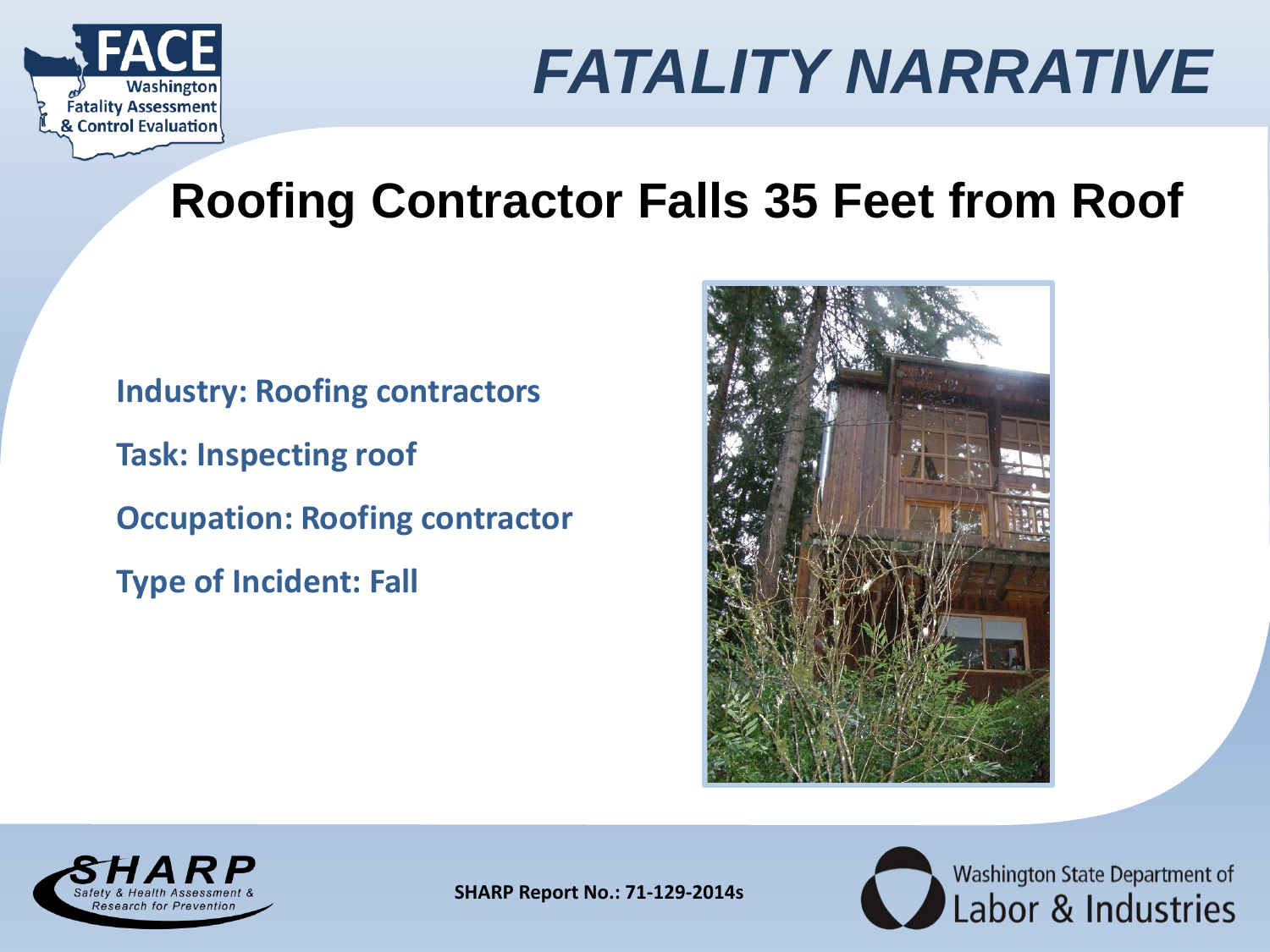# FATALITY NARRATIVE

## Roofing Contractor Falls 35 Feet from Roof

**Industry: Roofing contractors**

**Task: Inspecting roof**

**Occupation: Roofing contractor**

**Type of Incident: Fall**

**SHARP Report No.: 71-129-2014s**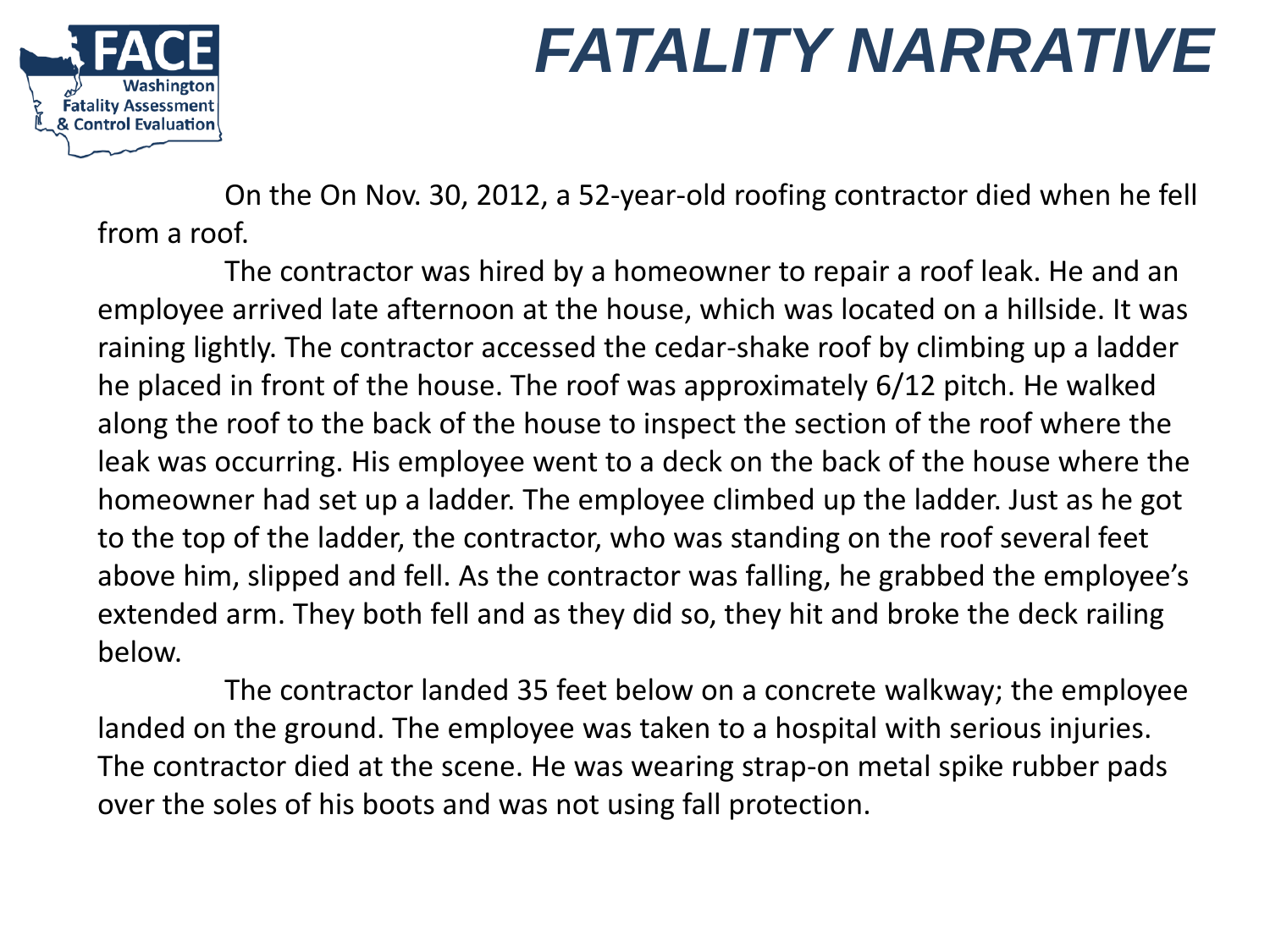# FATALITY NARRATIVE

On the On Nov. 30, 2012, a 52-year-old roofing contractor died when he fell from a roof.

The contractor was hired by a homeowner to repair a roof leak. He and an employee arrived late afternoon at the house, which was located on a hillside. It was raining lightly. The contractor accessed the cedar-shake roof by climbing up a ladder he placed in front of the house. The roof was approximately 6/12 pitch. He walked along the roof to the back of the house to inspect the section of the roof where the leak was occurring. His employee went to a deck on the back of the house where the homeowner had set up a ladder. The employee climbed up the ladder. Just as he got to the top of the ladder, the contractor, who was standing on the roof several feet above him, slipped and fell. As the contractor was falling, he grabbed the employee's extended arm. They both fell and as they did so, they hit and broke the deck railing below.

The contractor landed 35 feet below on a concrete walkway; the employee landed on the ground. The employee was taken to a hospital with serious injuries. The contractor died at the scene. He was wearing strap-on metal spike rubber pads over the soles of his boots and was not using fall protection.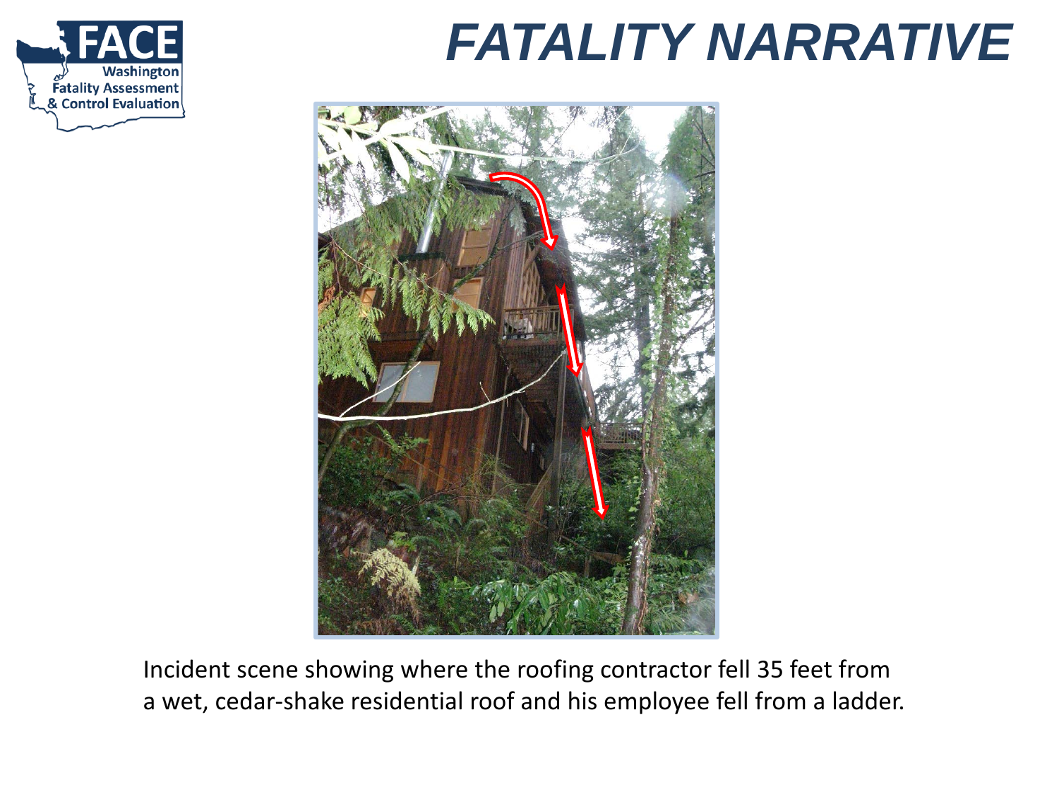# FATALITY NARRATIVE

Incident scene showing where the roofing contractor fell 35 feet from a wet, cedar-shake residential roof and his employee fell from a ladder.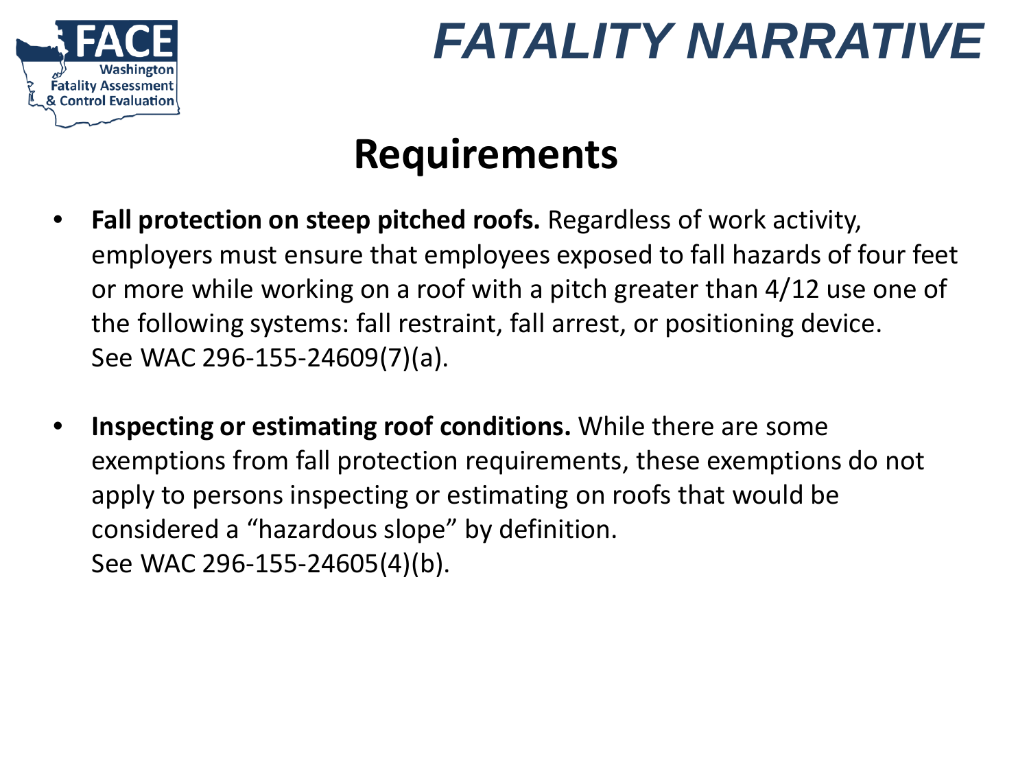# FATALITY NARRATIVE

## Requirements

- **Fall protection on steep pitched roofs.** Regardless of work activity, employers must ensure that employees exposed to fall hazards of four feet or more while working on a roof with a pitch greater than 4/12 use one of the following systems: fall restraint, fall arrest, or positioning device. See WAC 296-155-24609(7)(a).

- **Inspecting or estimating roof conditions.** While there are some exemptions from fall protection requirements, these exemptions do not apply to persons inspecting or estimating on roofs that would be considered a "hazardous slope" by definition. See WAC 296-155-24605(4)(b).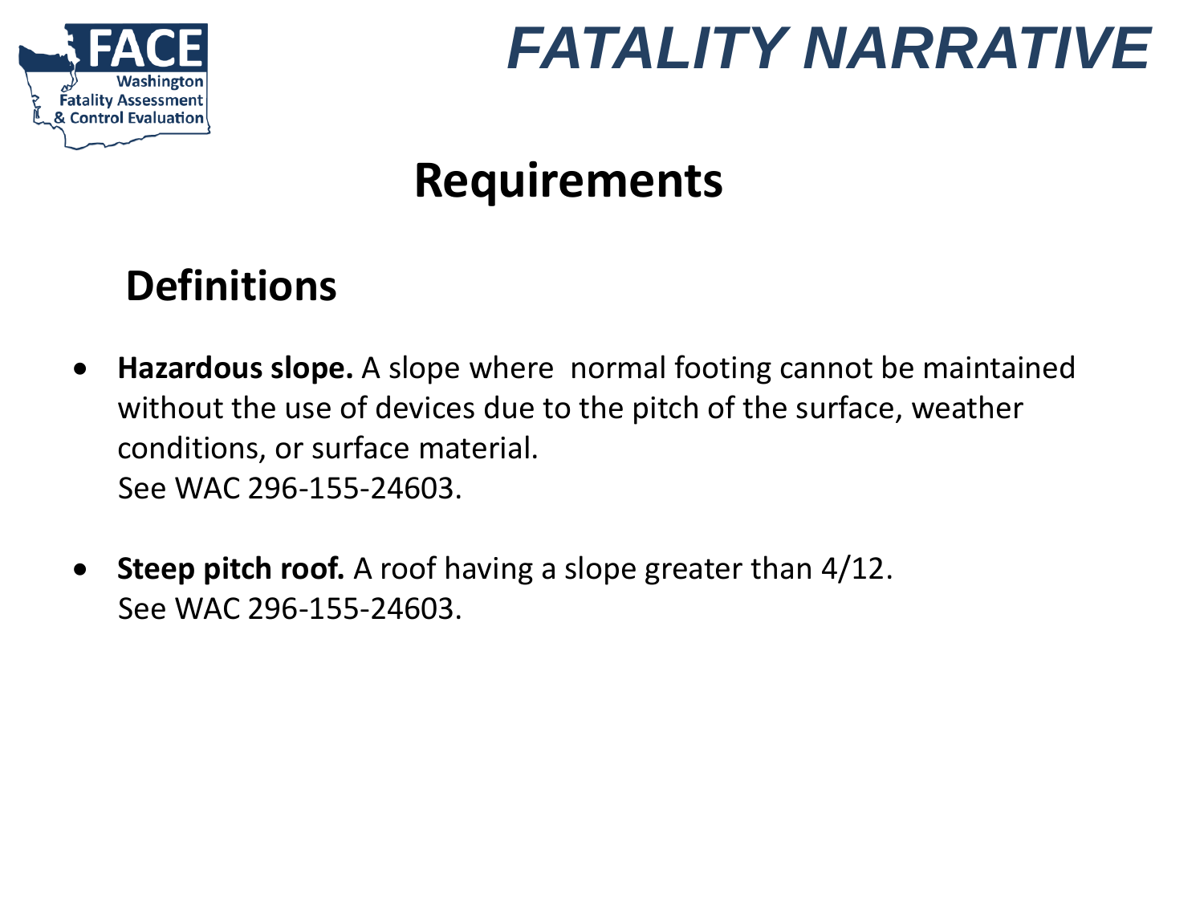# Requirements

## Definitions

- **Hazardous slope.** A slope where normal footing cannot be maintained without the use of devices due to the pitch of the surface, weather conditions, or surface material.
  See WAC 296-155-24603.

- **Steep pitch roof.** A roof having a slope greater than 4/12.
  See WAC 296-155-24603.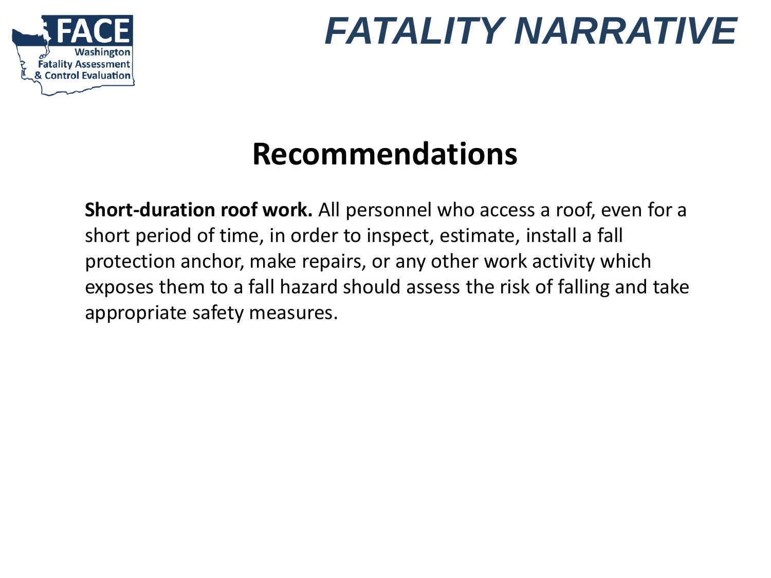# Recommendations

**Short-duration roof work.** All personnel who access a roof, even for a short period of time, in order to inspect, estimate, install a fall protection anchor, make repairs, or any other work activity which exposes them to a fall hazard should assess the risk of falling and take appropriate safety measures.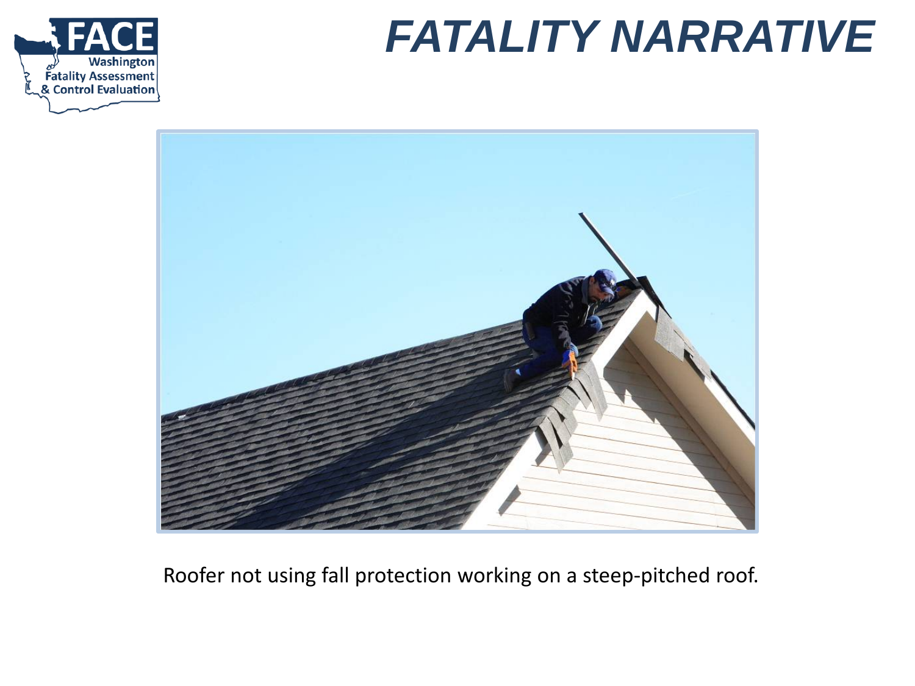# FATALITY NARRATIVE

Roofer not using fall protection working on a steep-pitched roof.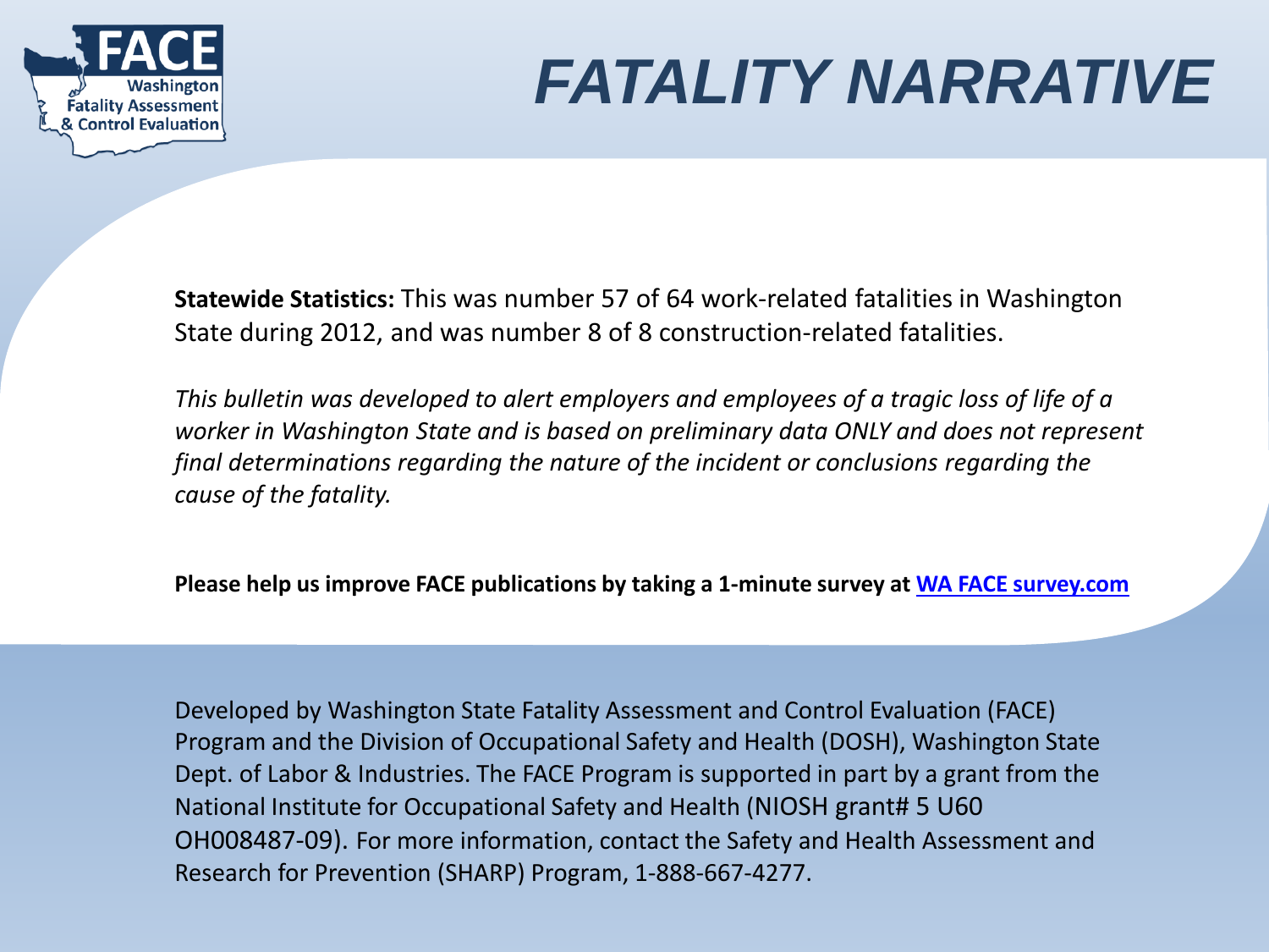# FATALITY NARRATIVE

FACE
Washington
Fatality Assessment
& Control Evaluation

**Statewide Statistics:** This was number 57 of 64 work-related fatalities in Washington State during 2012, and was number 8 of 8 construction-related fatalities.

*This bulletin was developed to alert employers and employees of a tragic loss of life of a worker in Washington State and is based on preliminary data ONLY and does not represent final determinations regarding the nature of the incident or conclusions regarding the cause of the fatality.*

**Please help us improve FACE publications by taking a 1-minute survey at WA FACE survey.com**

Developed by Washington State Fatality Assessment and Control Evaluation (FACE) Program and the Division of Occupational Safety and Health (DOSH), Washington State Dept. of Labor & Industries. The FACE Program is supported in part by a grant from the National Institute for Occupational Safety and Health (NIOSH grant# 5 U60 OH008487-09). For more information, contact the Safety and Health Assessment and Research for Prevention (SHARP) Program, 1-888-667-4277.